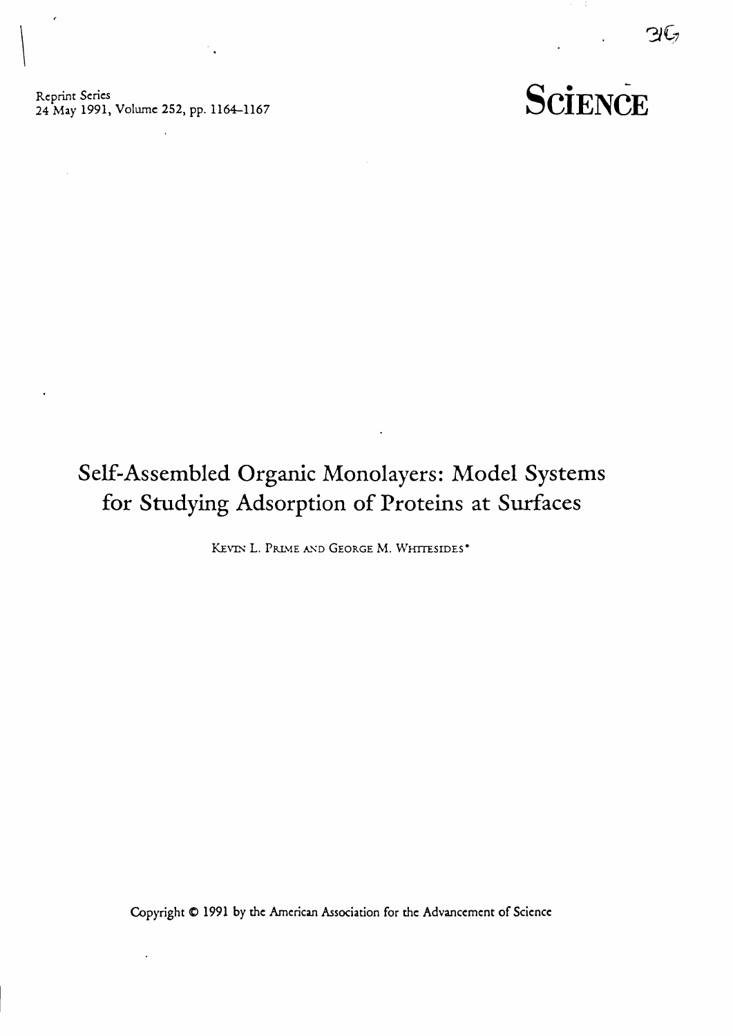Reprint Series
24 May 1991, Volume 252, pp. 1164–1167

# SCIENCE

# Self-Assembled Organic Monolayers: Model Systems for Studying Adsorption of Proteins at Surfaces

KEVIN L. PRIME AND GEORGE M. WHITESIDES*

Copyright © 1991 by the American Association for the Advancement of Science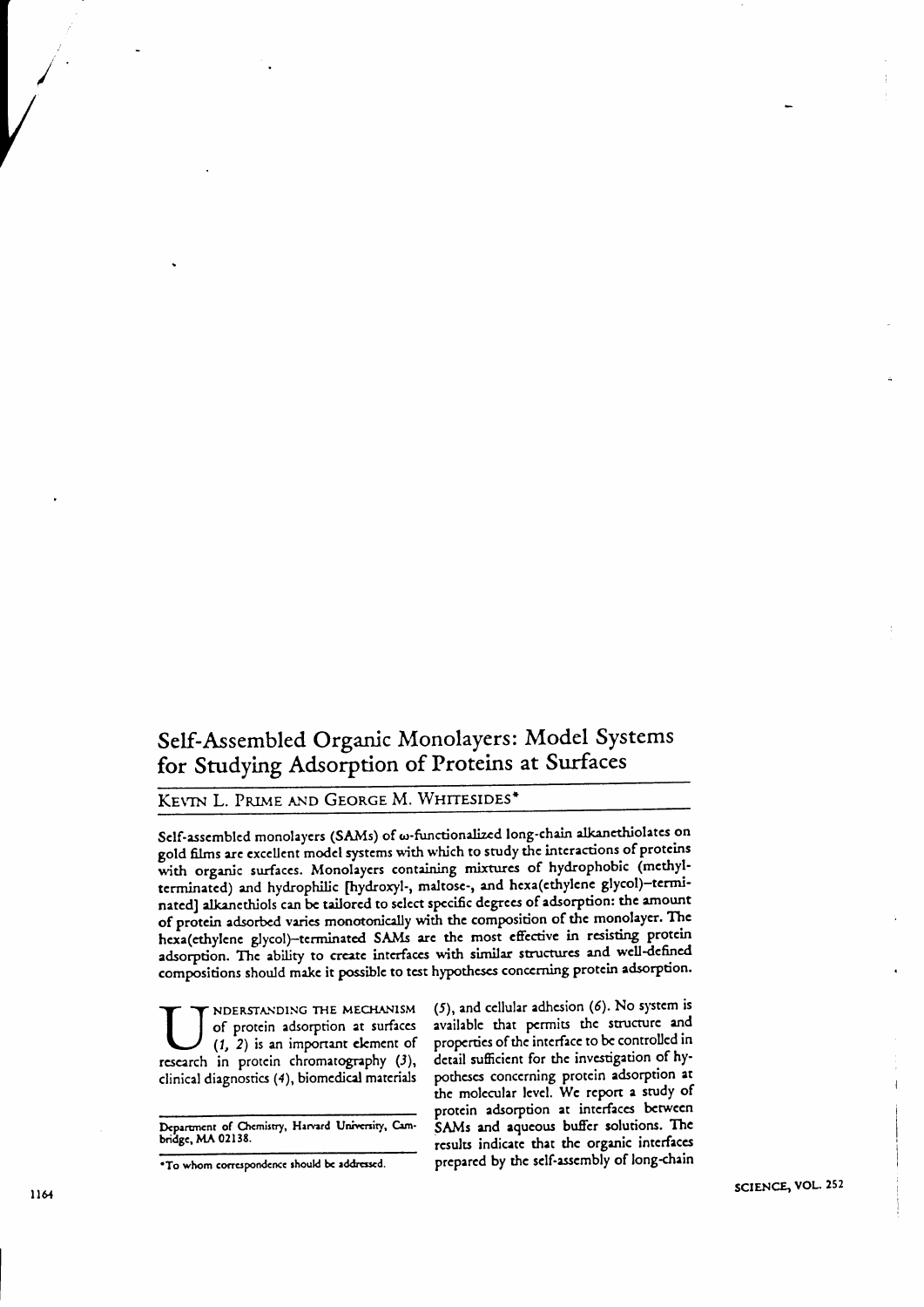# Self-Assembled Organic Monolayers: Model Systems for Studying Adsorption of Proteins at Surfaces

KEVIN L. PRIME AND GEORGE M. WHITESIDES*

Self-assembled monolayers (SAMs) of ω-functionalized long-chain alkanethiolates on gold films are excellent model systems with which to study the interactions of proteins with organic surfaces. Monolayers containing mixtures of hydrophobic (methyl-terminated) and hydrophilic [hydroxyl-, maltose-, and hexa(ethylene glycol)–terminated] alkanethiols can be tailored to select specific degrees of adsorption: the amount of protein adsorbed varies monotonically with the composition of the monolayer. The hexa(ethylene glycol)–terminated SAMs are the most effective in resisting protein adsorption. The ability to create interfaces with similar structures and well-defined compositions should make it possible to test hypotheses concerning protein adsorption.

UNDERSTANDING THE MECHANISM of protein adsorption at surfaces (*1, 2*) is an important element of research in protein chromatography (*3*), clinical diagnostics (*4*), biomedical materials (*5*), and cellular adhesion (*6*). No system is available that permits the structure and properties of the interface to be controlled in detail sufficient for the investigation of hypotheses concerning protein adsorption at the molecular level. We report a study of protein adsorption at interfaces between SAMs and aqueous buffer solutions. The results indicate that the organic interfaces prepared by the self-assembly of long-chain

Department of Chemistry, Harvard University, Cambridge, MA 02138.

*To whom correspondence should be addressed.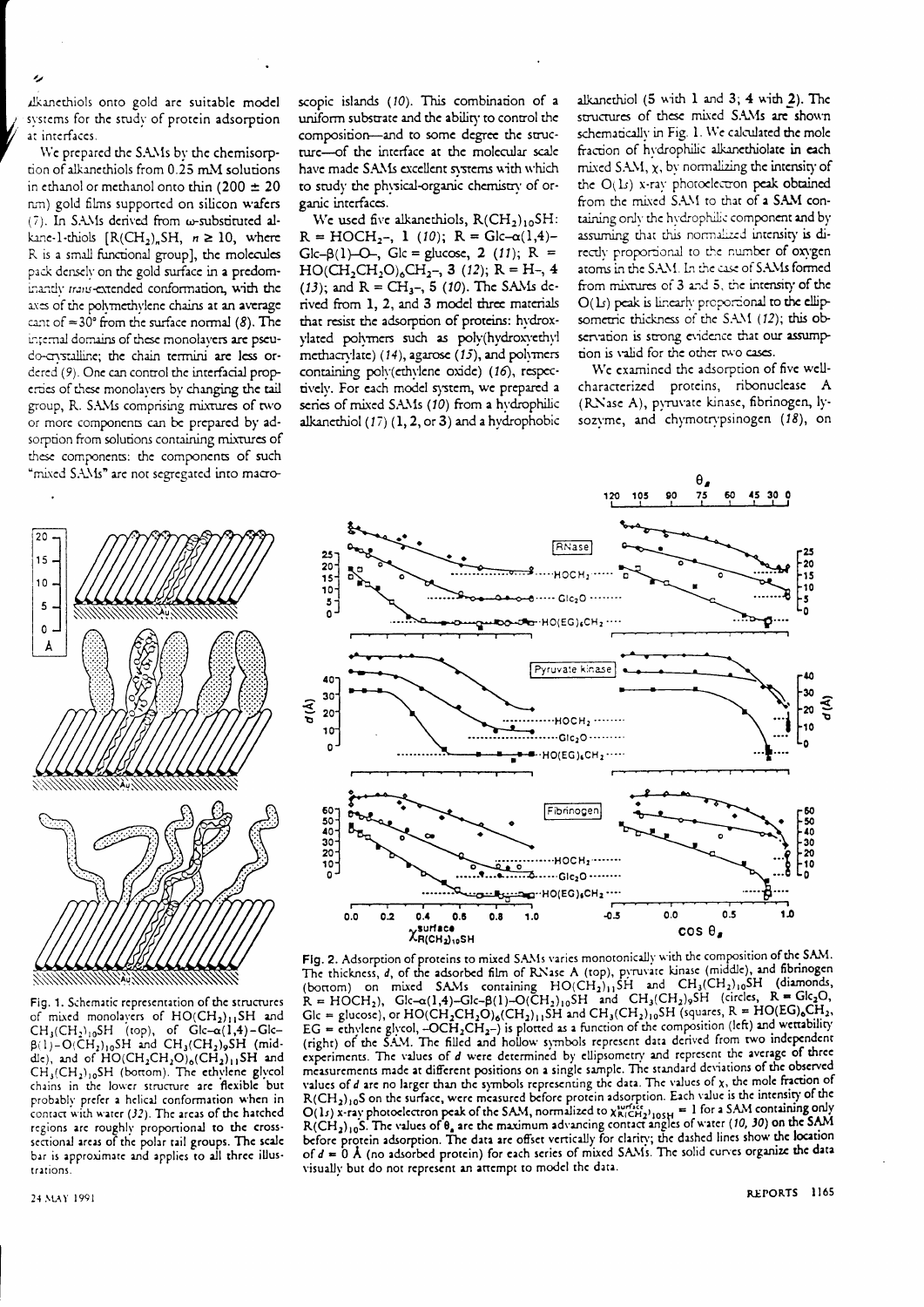alkanethiols onto gold are suitable model systems for the study of protein adsorption at interfaces.

We prepared the SAMs by the chemisorption of alkanethiols from 0.25 mM solutions in ethanol or methanol onto thin (200 ± 20 nm) gold films supported on silicon wafers (7). In SAMs derived from ω-substituted alkane-1-thiols [$R(CH_2)_nSH$, $n \geq 10$, where R is a small functional group], the molecules pack densely on the gold surface in a predominantly *trans*-extended conformation, with the axes of the polymethylene chains at an average cant of ≈30° from the surface normal (8). The internal domains of these monolayers are pseudo-crystalline; the chain termini are less ordered (9). One can control the interfacial properties of these monolayers by changing the tail group, R. SAMs comprising mixtures of two or more components can be prepared by adsorption from solutions containing mixtures of these components: the components of such "mixed SAMs" are not segregated into macroscopic islands (10). This combination of a uniform substrate and the ability to control the composition—and to some degree the structure—of the interface at the molecular scale have made SAMs excellent systems with which to study the physical-organic chemistry of organic interfaces.

We used five alkanethiols, $R(CH_2)_{10}SH$: R = $HOCH_2$–, **1** (10); R = Glc-α(1,4)–Glc-β(1)–O–, Glc = glucose, **2** (11); R = $HO(CH_2CH_2O)_6CH_2$–, **3** (12); R = H–, **4** (13); and R = $CH_3$–, **5** (10). The SAMs derived from **1**, **2**, and **3** model three materials that resist the adsorption of proteins: hydroxylated polymers such as poly(hydroxyethyl methacrylate) (14), agarose (15), and polymers containing poly(ethylene oxide) (16), respectively. For each model system, we prepared a series of mixed SAMs (10) from a hydrophilic alkanethiol (17) (**1**, **2**, or **3**) and a hydrophobic alkanethiol (**5** with **1** and **3**; **4** with **2**). The structures of these mixed SAMs are shown schematically in Fig. 1. We calculated the mole fraction of hydrophilic alkanethiolate in each mixed SAM, χ, by normalizing the intensity of the O(1*s*) x-ray photoelectron peak obtained from the mixed SAM to that of a SAM containing only the hydrophilic component and by assuming that this normalized intensity is directly proportional to the number of oxygen atoms in the SAM. In the case of SAMs formed from mixtures of **3** and **5**, the intensity of the O(1*s*) peak is linearly proportional to the ellipsometric thickness of the SAM (12); this observation is strong evidence that our assumption is valid for the other two cases.

We examined the adsorption of five well-characterized proteins, ribonuclease A (RNase A), pyruvate kinase, fibrinogen, lysozyme, and chymotrypsinogen (18), on

**Fig. 1.** Schematic representation of the structures of mixed monolayers of $HO(CH_2)_{11}SH$ and $CH_3(CH_2)_{10}SH$ (top), of Glc-α(1,4)-Glc-β(1)-$O(CH_2)_{10}SH$ and $CH_3(CH_2)_9SH$ (middle), and of $HO(CH_2CH_2O)_6(CH_2)_{11}SH$ and $CH_3(CH_2)_{10}SH$ (bottom). The ethylene glycol chains in the lower structure are flexible but probably prefer a helical conformation when in contact with water (32). The areas of the hatched regions are roughly proportional to the cross-sectional areas of the polar tail groups. The scale bar is approximately and applies to all three illustrations.

**Fig. 2.** Adsorption of proteins to mixed SAMs varies monotonically with the composition of the SAM. The thickness, *d*, of the adsorbed film of RNase A (top), pyruvate kinase (middle), and fibrinogen (bottom) on mixed SAMs containing $HO(CH_2)_{11}SH$ and $CH_3(CH_2)_{10}SH$ (diamonds, R = $HOCH_2$), Glc-α(1,4)-Glc-β(1)-$O(CH_2)_{10}SH$ and $CH_3(CH_2)_9SH$ (circles, R = $Glc_2O$, Glc = glucose), or $HO(CH_2CH_2O)_6(CH_2)_{11}SH$ and $CH_3(CH_2)_{10}SH$ (squares, R = $HO(EG)_6CH_2$, EG = ethylene glycol, $-OCH_2CH_2-$) is plotted as a function of the composition (left) and wettability (right) of the SAM. The filled and hollow symbols represent data derived from two independent experiments. The values of *d* were determined by ellipsometry and represent the average of three measurements made at different positions on a single sample. The standard deviations of the observed values of *d* are no larger than the symbols representing the data. The values of χ, the mole fraction of $R(CH_2)_{10}S$ on the surface, were measured before protein adsorption. Each value is the intensity of the O(1*s*) x-ray photoelectron peak of the SAM, normalized to $\chi^{surface}_{R(CH_2)_{10}SH} = 1$ for a SAM containing only $R(CH_2)_{10}S$. The values of $\theta_a$ are the maximum advancing contact angles of water (10, 30) on the SAM before protein adsorption. The data are offset vertically for clarity; the dashed lines show the location of *d* = 0 Å (no adsorbed protein) for each series of mixed SAMs. The solid curves organize the data visually but do not represent an attempt to model the data.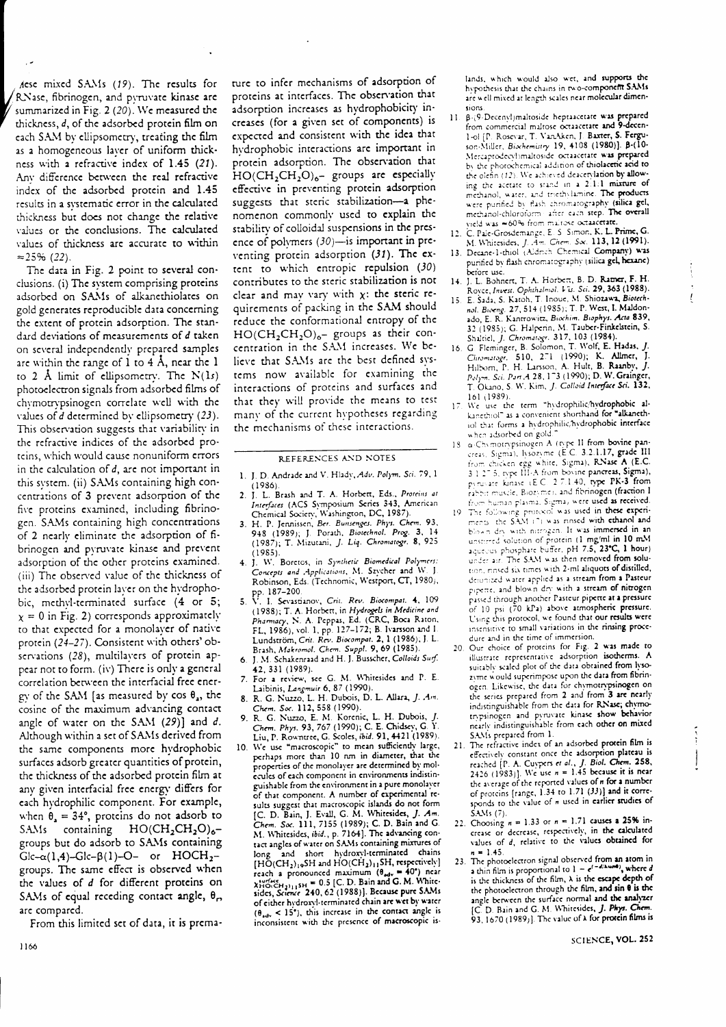these mixed SAMs (19). The results for RNase, fibrinogen, and pyruvate kinase are summarized in Fig. 2 (20). We measured the thickness, $d$, of the adsorbed protein film on each SAM by ellipsometry, treating the film as a homogeneous layer of uniform thickness with a refractive index of 1.45 (21). Any difference between the real refractive index of the adsorbed protein and 1.45 results in a systematic error in the calculated thickness but does not change the relative values or the conclusions. The calculated values of thickness are accurate to within ≈25% (22).

The data in Fig. 2 point to several conclusions. (i) The system comprising proteins adsorbed on SAMs of alkanethiolates on gold generates reproducible data concerning the extent of protein adsorption. The standard deviations of measurements of $d$ taken on several independently prepared samples are within the range of 1 to 4 Å, near the 1 to 2 Å limit of ellipsometry. The N(1s) photoelectron signals from adsorbed films of chymotrypsinogen correlate well with the values of $d$ determined by ellipsometry (23). This observation suggests that variability in the refractive indices of the adsorbed proteins, which would cause nonuniform errors in the calculation of $d$, are not important in this system. (ii) SAMs containing high concentrations of 3 prevent adsorption of the five proteins examined, including fibrinogen. SAMs containing high concentrations of 2 nearly eliminate the adsorption of fibrinogen and pyruvate kinase and prevent adsorption of the other proteins examined. (iii) The observed value of the thickness of the adsorbed protein layer on the hydrophobic, methyl-terminated surface (4 or 5; $\chi = 0$ in Fig. 2) corresponds approximately to that expected for a monolayer of native protein (24–27). Consistent with others' observations (28), multilayers of protein appear not to form. (iv) There is only a general correlation between the interfacial free energy of the SAM [as measured by cos $\theta_a$, the cosine of the maximum advancing contact angle of water on the SAM (29)] and $d$. Although within a set of SAMs derived from the same components more hydrophobic surfaces adsorb greater quantities of protein, the thickness of the adsorbed protein film at any given interfacial free energy differs for each hydrophilic component. For example, when $\theta_a = 34°$, proteins do not adsorb to SAMs containing $HO(CH_2CH_2O)_6$– groups but do adsorb to SAMs containing Glc-α(1,4)-Glc-β(1)-O– or $HOCH_2$– groups. The same effect is observed when the values of $d$ for different proteins on SAMs of equal receding contact angle, $\theta_r$, are compared.

From this limited set of data, it is premature to infer mechanisms of adsorption of proteins at interfaces. The observation that adsorption increases as hydrophobicity increases (for a given set of components) is expected and consistent with the idea that hydrophobic interactions are important in protein adsorption. The observation that $HO(CH_2CH_2O)_6$– groups are especially effective in preventing protein adsorption suggests that steric stabilization—a phenomenon commonly used to explain the stability of colloidal suspensions in the presence of polymers (30)—is important in preventing protein adsorption (31). The extent to which entropic repulsion (30) contributes to the steric stabilization is not clear and may vary with $\chi$: the steric requirements of packing in the SAM should reduce the conformational entropy of the $HO(CH_2CH_2O)_6$– groups as their concentration in the SAM increases. We believe that SAMs are the best defined systems now available for examining the interactions of proteins and surfaces and that they will provide the means to test many of the current hypotheses regarding the mechanisms of these interactions.

## REFERENCES AND NOTES

1. J. D. Andrade and V. Hlady, *Adv. Polym. Sci.* 79, 1 (1986).
2. J. L. Brash and T. A. Horbett, Eds., *Proteins at Interfaces* (ACS Symposium Series 343, American Chemical Society, Washington, DC, 1987).
3. H. P. Jennissen, *Ber. Bunsenges. Phys. Chem.* 93, 948 (1989); J. Porath, *Biotechnol. Prog.* 3, 14 (1987); T. Mizutani, *J. Liq. Chromatogr.* 8, 925 (1985).
4. J. W. Boretos, in *Synthetic Biomedical Polymers: Concepts and Applications*, M. Szycher and W. J. Robinson, Eds. (Technomic, Westport, CT, 1980), pp. 187–200.
5. V. I. Sevastianov, *Crit. Rev. Biocompat.* 4, 109 (1988); T. A. Horbett, in *Hydrogels in Medicine and Pharmacy*, N. A. Peppas, Ed. (CRC, Boca Raton, FL, 1986), vol. 1, pp. 127–172; B. Ivarsson and I. Lundström, *Crit. Rev. Biocompat.* 2, 1 (1986); J. L. Brash, *Makromol. Chem. Suppl.* 9, 69 (1985).
6. J. M. Schakenraad and H. J. Busscher, *Colloids Surf.* 42, 331 (1989).
7. For a review, see G. M. Whitesides and P. E. Laibinis, *Langmuir* 6, 87 (1990).
8. R. G. Nuzzo, L. H. Dubois, D. L. Allara, *J. Am. Chem. Soc.* 112, 558 (1990).
9. R. G. Nuzzo, E. M. Korenic, L. H. Dubois, *J. Chem. Phys.* 93, 767 (1990); C. E. Chidsey, G. Y. Liu, P. Rowntree, G. Scoles, *ibid.* 91, 4421 (1989).
10. We use "macroscopic" to mean sufficiently large, perhaps more than 10 nm in diameter, that the properties of the monolayer are determined by molecules of each component in environments indistinguishable from the environment in a pure monolayer of that component. A number of experimental results suggest that macroscopic islands do not form [C. D. Bain, J. Evall, G. M. Whitesides, *J. Am. Chem. Soc.* 111, 7155 (1989); C. D. Bain and G. M. Whitesides, *ibid.*, p. 7164]. The advancing contact angles of water on SAMs containing mixtures of long and short hydroxyl-terminated chains [$HO(CH_2)_{19}SH$ and $HO(CH_2)_{11}SH$, respectively] reach a pronounced maximum ($\theta_{adv} \approx 40°$) near $\chi^{surface}_{HO(CH_2)_{11}SH} = 0.5$ [C. D. Bain and G. M. Whitesides, *Science* 240, 62 (1988)]. Because pure SAMs of either hydroxyl-terminated chain are wet by water ($\theta_{adv} < 15°$), this increase in the contact angle is inconsistent with the presence of macroscopic islands, which would also wet, and supports the hypothesis that the chains in two-component SAMs are well mixed at length scales near molecular dimensions.
11. β-(9-Decenyl)maltoside heptaacetate was prepared from commercial maltose octaacetate and 9-decen-1-ol [P. Rosevar, T. VanAken, J. Baxter, S. Ferguson-Miller, *Biochemistry* 19, 4108 (1980)]. β-(10-Mercaptodecyl)maltoside octaacetate was prepared by the photochemical addition of thiolacetic acid to the olefin (12). We achieved deacetylation by allowing the acetate to stand in a 2:1:1 mixture of methanol, water, and triethylamine. The products were purified by flash chromatography (silica gel, methanol-chloroform) after each step. The overall yield was ≈60% from maltose octaacetate.
12. C. Pale-Grosdemange, E. S. Simon, K. L. Prime, G. M. Whitesides, *J. Am. Chem. Soc.* 113, 12 (1991).
13. Decane-1-thiol (Aldrich Chemical Company) was purified by flash chromatography (silica gel, hexane) before use.
14. J. L. Bohnert, T. A. Horbett, B. D. Ratner, F. H. Royce, *Invest. Ophthalmol. Vis. Sci.* 29, 363 (1988).
15. E. Sada, S. Katoh, T. Inoue, M. Shiozawa, *Biotechnol. Bioeng.* 27, 514 (1985); T. P. West, I. Maldonado, E. R. Kantrowitz, *Biochim. Biophys. Acta* 839, 32 (1985); G. Halpern, M. Tauber-Finkelstein, S. Shaltiel, *J. Chromatogr.* 317, 103 (1984).
16. G. Fleminger, B. Solomon, T. Wolf, E. Hadas, *J. Chromatogr.* 510, 271 (1990); K. Allmer, J. Hilborn, P. H. Larsson, A. Hult, B. Raanby, *J. Polym. Sci. Part A* 28, 173 (1990); D. W. Grainger, T. Okano, S. W. Kim, *J. Colloid Interface Sci.* 132, 161 (1989).
17. We use the term "hydrophilic/hydrophobic alkanethiol" as a convenient shorthand for "alkanethiol that forms a hydrophilic/hydrophobic interface when adsorbed on gold."
18. α-Chymotrypsinogen A (type II from bovine pancreas, Sigma), lysozyme (E.C. 3.2.1.17, grade III from chicken egg white, Sigma), RNase A (E.C. 3.1.27.5, type III-A from bovine pancreas, Sigma), pyruvate kinase (E.C. 2.7.1.40, type PK-3 from rabbit muscle, Biozyme), and fibrinogen (fraction I from human plasma, Sigma) were used as received.
19. The following protocol was used in these experiments: the SAM (7) was rinsed with ethanol and blown dry with nitrogen. It was immersed in an unstirred solution of protein (1 mg/ml in 10 mM aqueous phosphate buffer, pH 7.5, 23°C, 1 hour) under air. The SAM was then removed from solution, rinsed six times with 2-ml aliquots of distilled, deionized water applied as a stream from a Pasteur pipette, and blown dry with a stream of nitrogen passed through another Pasteur pipette at a pressure of 10 psi (70 kPa) above atmospheric pressure. Using this protocol, we found that our results were insensitive to small variations in the rinsing procedure and in the time of immersion.
20. Our choice of proteins for Fig. 2 was made to illustrate representative adsorption isotherms. A suitably scaled plot of the data obtained from lysozyme would superimpose upon the data from fibrinogen. Likewise, the data for chymotrypsinogen on the series prepared from 2 and from 3 are nearly indistinguishable from the data for RNase; chymotrypsinogen and pyruvate kinase show behavior nearly indistinguishable from each other on mixed SAMs prepared from 1.
21. The refractive index of an adsorbed protein film is effectively constant once the adsorption plateau is reached [P. A. Cuypers *et al.*, *J. Biol. Chem.* 258, 2426 (1983)]. We use $n = 1.45$ because it is near the average of the reported values of $n$ for a number of proteins [range, 1.34 to 1.71 (33)] and it corresponds to the value of $n$ used in earlier studies of SAMs (7).
22. Choosing $n = 1.33$ or $n = 1.71$ causes a 25% increase or decrease, respectively, in the calculated values of $d$, relative to the values obtained for $n = 1.45$.
23. The photoelectron signal observed from an atom in a thin film is proportional to $1 - e^{(-d/\lambda \sin\theta)}$, where $d$ is the thickness of the film, $\lambda$ is the escape depth of the photoelectron through the film, and $\sin\theta$ is the angle between the surface normal and the analyzer [C. D. Bain and G. M. Whitesides, *J. Phys. Chem.* 93, 1670 (1989)]. The value of $\lambda$ for protein films is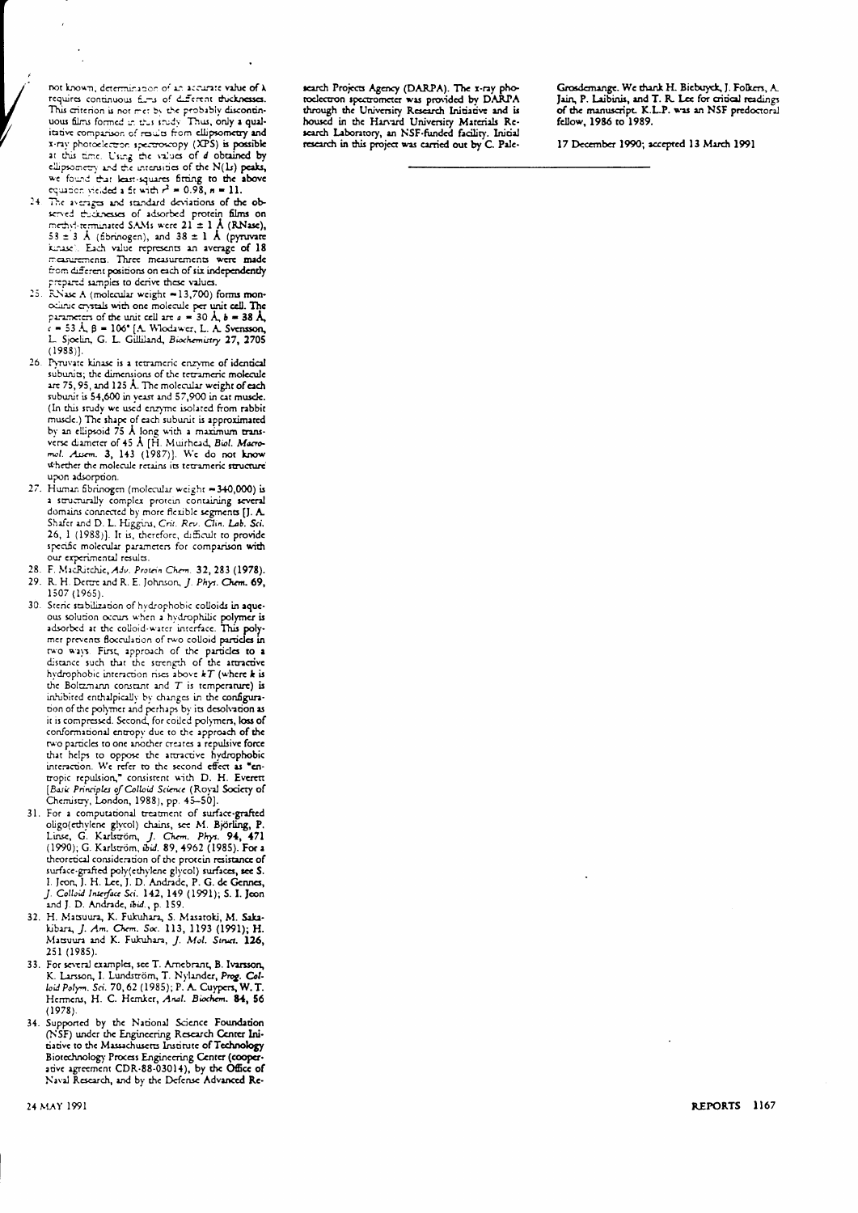not known, determination of an accurate value of λ requires continuous films of different thicknesses. This criterion is not met by the probably discontinuous films formed in this study. Thus, only a qualitative comparison of results from ellipsometry and x-ray photoelectron spectroscopy (XPS) is possible at this time. Using the values of $d$ obtained by ellipsometry and the intensities of the N(1s) peaks, we found that least-squares fitting to the above equation yielded a fit with $r^2 = 0.98$, $n = 11$.

24. The averages and standard deviations of the observed thicknesses of adsorbed protein films on methyl-terminated SAMs were 21 ± 1 Å (RNase), 53 ± 3 Å (fibrinogen), and 38 ± 1 Å (pyruvate kinase). Each value represents an average of 18 measurements. Three measurements were made from different positions on each of six independently prepared samples to derive these values.
25. RNase A (molecular weight ≈13,700) forms monoclinic crystals with one molecule per unit cell. The parameters of the unit cell are $a$ = 30 Å, $b$ = 38 Å, $c$ = 53 Å, β = 106° [A. Wlodawer, L. A. Svensson, L. Sjoelin, G. L. Gilliland, *Biochemistry* **27**, 2705 (1988)].
26. Pyruvate kinase is a tetrameric enzyme of identical subunits; the dimensions of the tetrameric molecule are 75, 95, and 125 Å. The molecular weight of each subunit is 54,600 in yeast and 57,900 in cat muscle. (In this study we used enzyme isolated from rabbit muscle.) The shape of each subunit is approximated by an ellipsoid 75 Å long with a maximum transverse diameter of 45 Å [H. Muirhead, *Biol. Macromol. Assem.* **3**, 143 (1987)]. We do not know whether the molecule retains its tetrameric structure upon adsorption.
27. Human fibrinogen (molecular weight ≈340,000) is a structurally complex protein containing several domains connected by more flexible segments [J. A. Shafer and D. L. Higgins, *Crit. Rev. Clin. Lab. Sci.* 26, 1 (1988)]. It is, therefore, difficult to provide specific molecular parameters for comparison with our experimental results.
28. F. MacRitchie, *Adv. Protein Chem.* **32**, 283 (1978).
29. R. H. Dettre and R. E. Johnson, *J. Phys. Chem.* **69**, 1507 (1965).
30. Steric stabilization of hydrophobic colloids in aqueous solution occurs when a hydrophilic polymer is adsorbed at the colloid-water interface. This polymer prevents flocculation of two colloid particles in two ways. First, approach of the particles to a distance such that the strength of the attractive hydrophobic interaction rises above $kT$ (where $k$ is the Boltzmann constant and $T$ is temperature) is inhibited enthalpically by changes in the configuration of the polymer and perhaps by its desolvation as it is compressed. Second, for coiled polymers, loss of conformational entropy due to the approach of the two particles to one another creates a repulsive force that helps to oppose the attractive hydrophobic interaction. We refer to the second effect as "entropic repulsion," consistent with D. H. Everett [*Basic Principles of Colloid Science* (Royal Society of Chemistry, London, 1988), pp. 45–50].
31. For a computational treatment of surface-grafted oligo(ethylene glycol) chains, see M. Björling, P. Linse, G. Karlström, *J. Chem. Phys.* **94**, 471 (1990); G. Karlström, *ibid.* 89, 4962 (1985). For a theoretical consideration of the protein resistance of surface-grafted poly(ethylene glycol) surfaces, see S. I. Jeon, J. H. Lee, J. D. Andrade, P. G. de Gennes, *J. Colloid Interface Sci.* 142, 149 (1991); S. I. Jeon and J. D. Andrade, *ibid.*, p. 159.
32. H. Matsuura, K. Fukuhara, S. Masatoki, M. Sakakibara, *J. Am. Chem. Soc.* **113**, 1193 (1991); H. Matsuura and K. Fukuhara, *J. Mol. Struct.* **126**, 251 (1985).
33. For several examples, see T. Arnebrant, B. Ivarsson, K. Larsson, I. Lundström, T. Nylander, *Prog. Colloid Polym. Sci.* 70, 62 (1985); P. A. Cuypers, W. T. Hermens, H. C. Hemker, *Anal. Biochem.* **84**, 56 (1978).
34. Supported by the National Science Foundation (NSF) under the Engineering Research Center Initiative to the Massachusetts Institute of Technology Biotechnology Process Engineering Center (cooperative agreement CDR-88-03014), by the Office of Naval Research, and by the Defense Advanced Research Projects Agency (DARPA). The x-ray photoelectron spectrometer was provided by DARPA through the University Research Initiative and is housed in the Harvard University Materials Research Laboratory, an NSF-funded facility. Initial research in this project was carried out by C. Pale-Grosdemange. We thank H. Biebuyck, J. Folkers, A. Jain, P. Laibinis, and T. R. Lee for critical readings of the manuscript. K.L.P. was an NSF predoctoral fellow, 1986 to 1989.

17 December 1990; accepted 13 March 1991